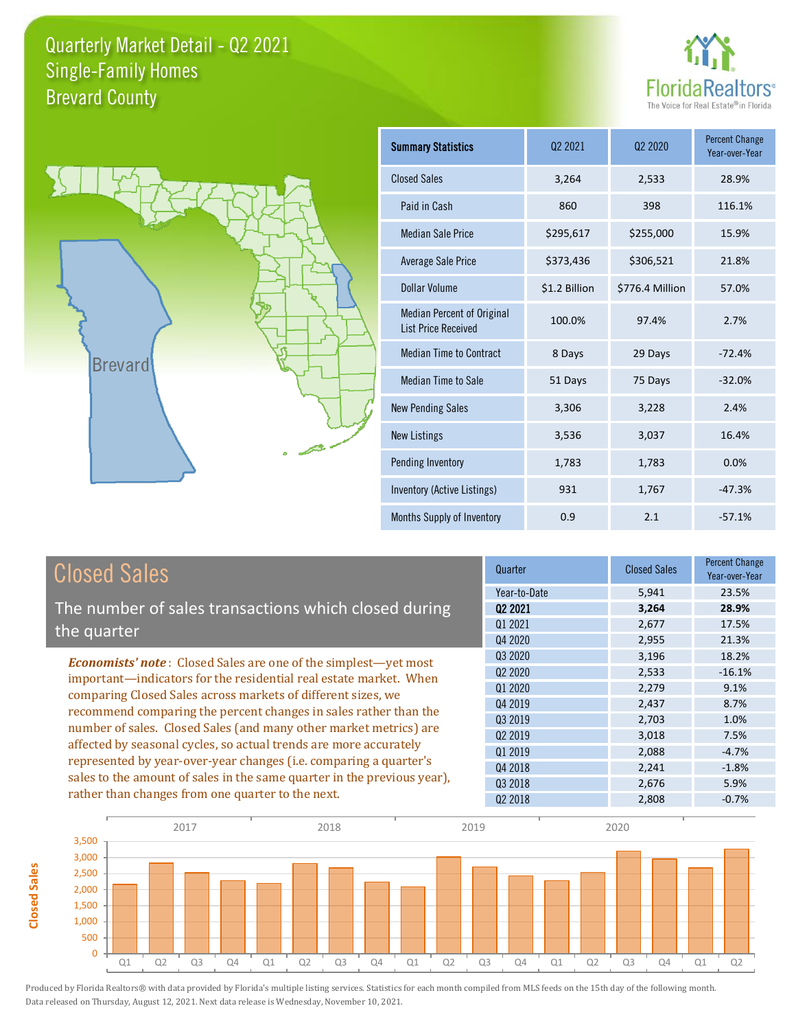# Quarterly Market Detail - Q2 2021
## Single-Family Homes
## Brevard County

FloridaRealtors® The Voice for Real Estate® in Florida

Brevard

| Summary Statistics | Q2 2021 | Q2 2020 | Percent Change Year-over-Year |
|---|---|---|---|
| Closed Sales | 3,264 | 2,533 | 28.9% |
| Paid in Cash | 860 | 398 | 116.1% |
| Median Sale Price | $295,617 | $255,000 | 15.9% |
| Average Sale Price | $373,436 | $306,521 | 21.8% |
| Dollar Volume | $1.2 Billion | $776.4 Million | 57.0% |
| Median Percent of Original List Price Received | 100.0% | 97.4% | 2.7% |
| Median Time to Contract | 8 Days | 29 Days | -72.4% |
| Median Time to Sale | 51 Days | 75 Days | -32.0% |
| New Pending Sales | 3,306 | 3,228 | 2.4% |
| New Listings | 3,536 | 3,037 | 16.4% |
| Pending Inventory | 1,783 | 1,783 | 0.0% |
| Inventory (Active Listings) | 931 | 1,767 | -47.3% |
| Months Supply of Inventory | 0.9 | 2.1 | -57.1% |

## Closed Sales

The number of sales transactions which closed during the quarter

*Economists' note*: Closed Sales are one of the simplest—yet most important—indicators for the residential real estate market. When comparing Closed Sales across markets of different sizes, we recommend comparing the percent changes in sales rather than the number of sales. Closed Sales (and many other market metrics) are affected by seasonal cycles, so actual trends are more accurately represented by year-over-year changes (i.e. comparing a quarter's sales to the amount of sales in the same quarter in the previous year), rather than changes from one quarter to the next.

| Quarter | Closed Sales | Percent Change Year-over-Year |
|---|---|---|
| Year-to-Date | 5,941 | 23.5% |
| **Q2 2021** | **3,264** | **28.9%** |
| Q1 2021 | 2,677 | 17.5% |
| Q4 2020 | 2,955 | 21.3% |
| Q3 2020 | 3,196 | 18.2% |
| Q2 2020 | 2,533 | -16.1% |
| Q1 2020 | 2,279 | 9.1% |
| Q4 2019 | 2,437 | 8.7% |
| Q3 2019 | 2,703 | 1.0% |
| Q2 2019 | 3,018 | 7.5% |
| Q1 2019 | 2,088 | -4.7% |
| Q4 2018 | 2,241 | -1.8% |
| Q3 2018 | 2,676 | 5.9% |
| Q2 2018 | 2,808 | -0.7% |

Produced by Florida Realtors® with data provided by Florida's multiple listing services. Statistics for each month compiled from MLS feeds on the 15th day of the following month. Data released on Thursday, August 12, 2021. Next data release is Wednesday, November 10, 2021.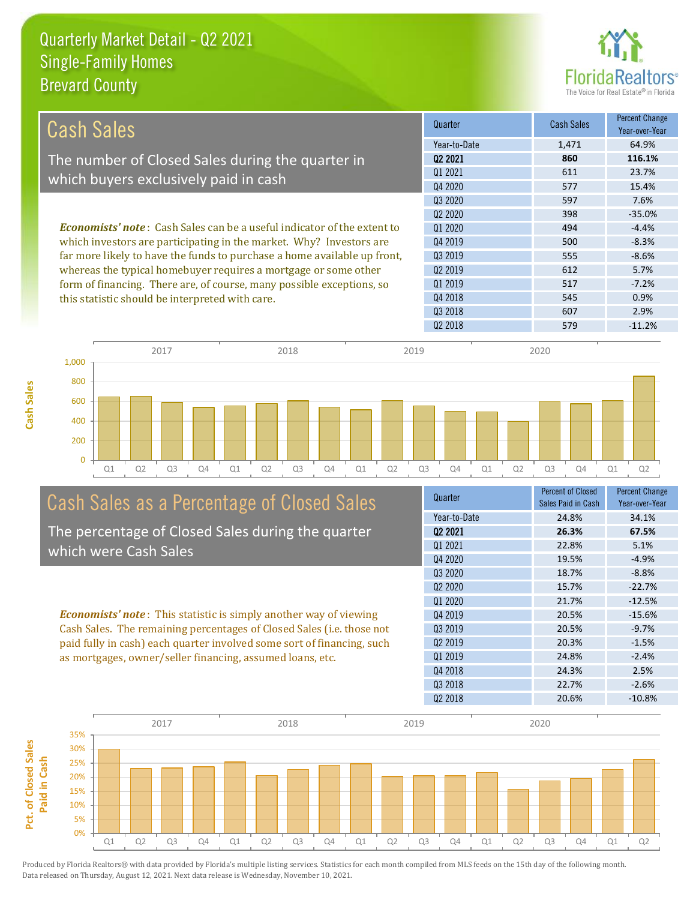# Quarterly Market Detail - Q2 2021
## Single-Family Homes
## Brevard County

## Cash Sales

The number of Closed Sales during the quarter in which buyers exclusively paid in cash

*Economists' note*: Cash Sales can be a useful indicator of the extent to which investors are participating in the market. Why? Investors are far more likely to have the funds to purchase a home available up front, whereas the typical homebuyer requires a mortgage or some other form of financing. There are, of course, many possible exceptions, so this statistic should be interpreted with care.

| Quarter | Cash Sales | Percent Change Year-over-Year |
|---|---|---|
| Year-to-Date | 1,471 | 64.9% |
| **Q2 2021** | **860** | **116.1%** |
| Q1 2021 | 611 | 23.7% |
| Q4 2020 | 577 | 15.4% |
| Q3 2020 | 597 | 7.6% |
| Q2 2020 | 398 | -35.0% |
| Q1 2020 | 494 | -4.4% |
| Q4 2019 | 500 | -8.3% |
| Q3 2019 | 555 | -8.6% |
| Q2 2019 | 612 | 5.7% |
| Q1 2019 | 517 | -7.2% |
| Q4 2018 | 545 | 0.9% |
| Q3 2018 | 607 | 2.9% |
| Q2 2018 | 579 | -11.2% |

## Cash Sales as a Percentage of Closed Sales

The percentage of Closed Sales during the quarter which were Cash Sales

*Economists' note*: This statistic is simply another way of viewing Cash Sales. The remaining percentages of Closed Sales (i.e. those not paid fully in cash) each quarter involved some sort of financing, such as mortgages, owner/seller financing, assumed loans, etc.

| Quarter | Percent of Closed Sales Paid in Cash | Percent Change Year-over-Year |
|---|---|---|
| Year-to-Date | 24.8% | 34.1% |
| **Q2 2021** | **26.3%** | **67.5%** |
| Q1 2021 | 22.8% | 5.1% |
| Q4 2020 | 19.5% | -4.9% |
| Q3 2020 | 18.7% | -8.8% |
| Q2 2020 | 15.7% | -22.7% |
| Q1 2020 | 21.7% | -12.5% |
| Q4 2019 | 20.5% | -15.6% |
| Q3 2019 | 20.5% | -9.7% |
| Q2 2019 | 20.3% | -1.5% |
| Q1 2019 | 24.8% | -2.4% |
| Q4 2018 | 24.3% | 2.5% |
| Q3 2018 | 22.7% | -2.6% |
| Q2 2018 | 20.6% | -10.8% |

Produced by Florida Realtors® with data provided by Florida's multiple listing services. Statistics for each month compiled from MLS feeds on the 15th day of the following month. Data released on Thursday, August 12, 2021. Next data release is Wednesday, November 10, 2021.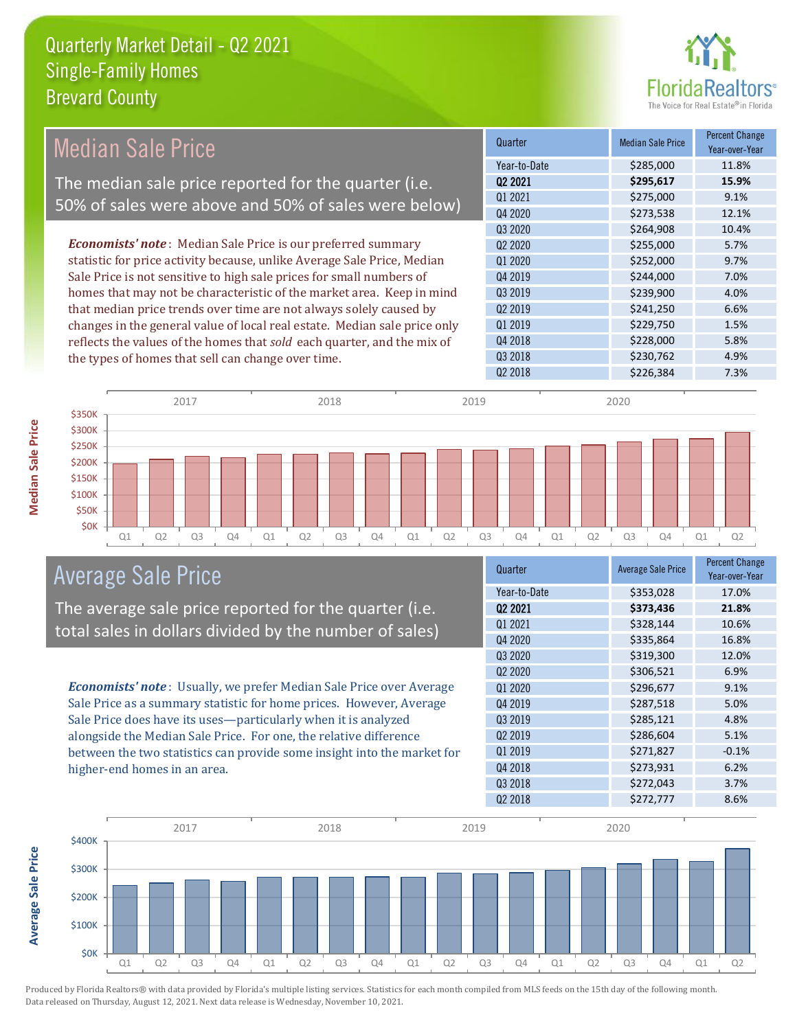# Quarterly Market Detail - Q2 2021
## Single-Family Homes
## Brevard County

## Median Sale Price

The median sale price reported for the quarter (i.e. 50% of sales were above and 50% of sales were below)

*Economists' note*: Median Sale Price is our preferred summary statistic for price activity because, unlike Average Sale Price, Median Sale Price is not sensitive to high sale prices for small numbers of homes that may not be characteristic of the market area. Keep in mind that median price trends over time are not always solely caused by changes in the general value of local real estate. Median sale price only reflects the values of the homes that *sold* each quarter, and the mix of the types of homes that sell can change over time.

| Quarter | Median Sale Price | Percent Change Year-over-Year |
|---|---|---|
| Year-to-Date | $285,000 | 11.8% |
| **Q2 2021** | **$295,617** | **15.9%** |
| Q1 2021 | $275,000 | 9.1% |
| Q4 2020 | $273,538 | 12.1% |
| Q3 2020 | $264,908 | 10.4% |
| Q2 2020 | $255,000 | 5.7% |
| Q1 2020 | $252,000 | 9.7% |
| Q4 2019 | $244,000 | 7.0% |
| Q3 2019 | $239,900 | 4.0% |
| Q2 2019 | $241,250 | 6.6% |
| Q1 2019 | $229,750 | 1.5% |
| Q4 2018 | $228,000 | 5.8% |
| Q3 2018 | $230,762 | 4.9% |
| Q2 2018 | $226,384 | 7.3% |

## Average Sale Price

The average sale price reported for the quarter (i.e. total sales in dollars divided by the number of sales)

*Economists' note*: Usually, we prefer Median Sale Price over Average Sale Price as a summary statistic for home prices. However, Average Sale Price does have its uses—particularly when it is analyzed alongside the Median Sale Price. For one, the relative difference between the two statistics can provide some insight into the market for higher-end homes in an area.

| Quarter | Average Sale Price | Percent Change Year-over-Year |
|---|---|---|
| Year-to-Date | $353,028 | 17.0% |
| **Q2 2021** | **$373,436** | **21.8%** |
| Q1 2021 | $328,144 | 10.6% |
| Q4 2020 | $335,864 | 16.8% |
| Q3 2020 | $319,300 | 12.0% |
| Q2 2020 | $306,521 | 6.9% |
| Q1 2020 | $296,677 | 9.1% |
| Q4 2019 | $287,518 | 5.0% |
| Q3 2019 | $285,121 | 4.8% |
| Q2 2019 | $286,604 | 5.1% |
| Q1 2019 | $271,827 | -0.1% |
| Q4 2018 | $273,931 | 6.2% |
| Q3 2018 | $272,043 | 3.7% |
| Q2 2018 | $272,777 | 8.6% |

Produced by Florida Realtors® with data provided by Florida's multiple listing services. Statistics for each month compiled from MLS feeds on the 15th day of the following month. Data released on Thursday, August 12, 2021. Next data release is Wednesday, November 10, 2021.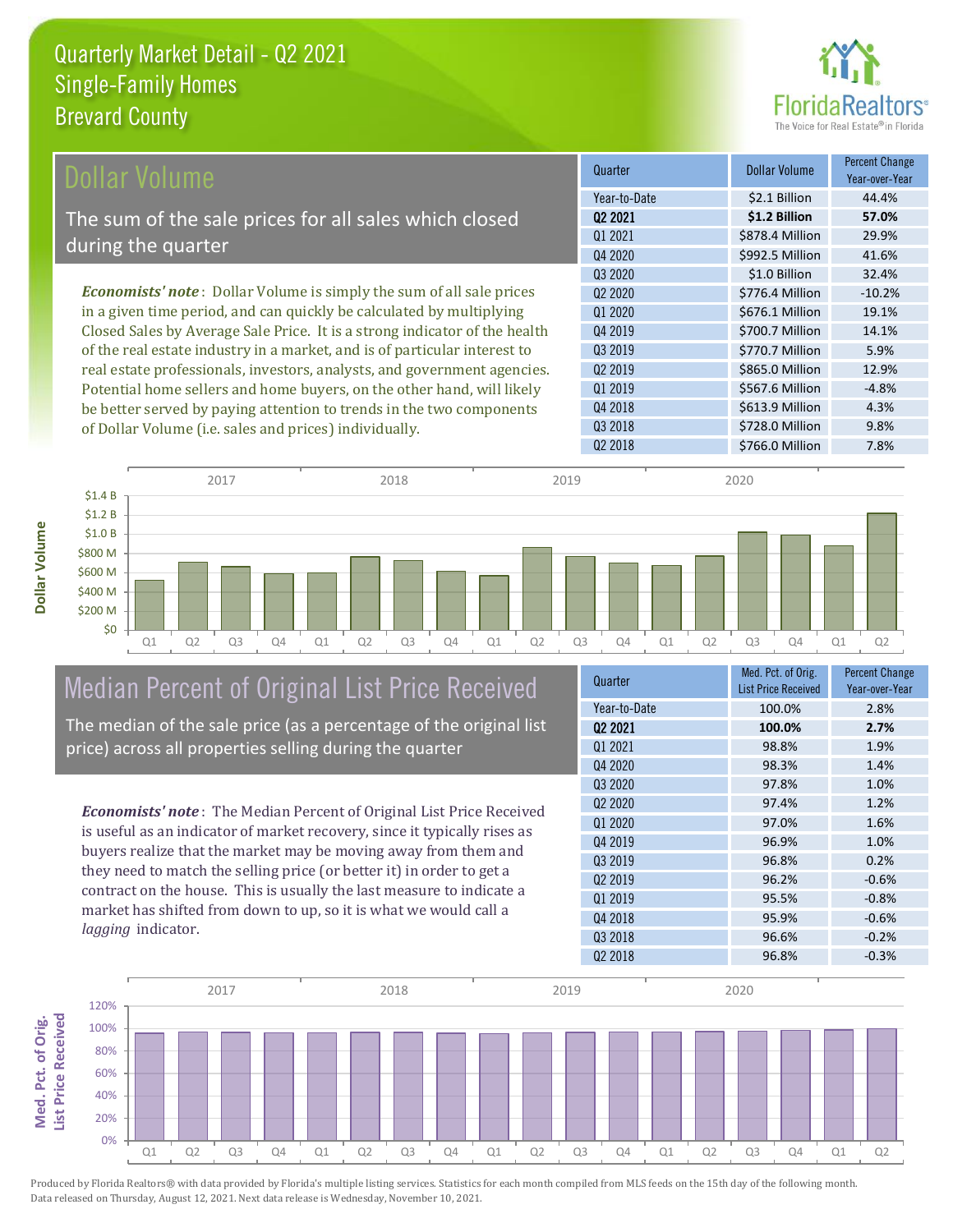# Quarterly Market Detail - Q2 2021
## Single-Family Homes
## Brevard County

## Dollar Volume

The sum of the sale prices for all sales which closed during the quarter

*Economists' note*: Dollar Volume is simply the sum of all sale prices in a given time period, and can quickly be calculated by multiplying Closed Sales by Average Sale Price. It is a strong indicator of the health of the real estate industry in a market, and is of particular interest to real estate professionals, investors, analysts, and government agencies. Potential home sellers and home buyers, on the other hand, will likely be better served by paying attention to trends in the two components of Dollar Volume (i.e. sales and prices) individually.

| Quarter | Dollar Volume | Percent Change Year-over-Year |
|---|---|---|
| Year-to-Date | $2.1 Billion | 44.4% |
| **Q2 2021** | **$1.2 Billion** | **57.0%** |
| Q1 2021 | $878.4 Million | 29.9% |
| Q4 2020 | $992.5 Million | 41.6% |
| Q3 2020 | $1.0 Billion | 32.4% |
| Q2 2020 | $776.4 Million | -10.2% |
| Q1 2020 | $676.1 Million | 19.1% |
| Q4 2019 | $700.7 Million | 14.1% |
| Q3 2019 | $770.7 Million | 5.9% |
| Q2 2019 | $865.0 Million | 12.9% |
| Q1 2019 | $567.6 Million | -4.8% |
| Q4 2018 | $613.9 Million | 4.3% |
| Q3 2018 | $728.0 Million | 9.8% |
| Q2 2018 | $766.0 Million | 7.8% |

## Median Percent of Original List Price Received

The median of the sale price (as a percentage of the original list price) across all properties selling during the quarter

*Economists' note*: The Median Percent of Original List Price Received is useful as an indicator of market recovery, since it typically rises as buyers realize that the market may be moving away from them and they need to match the selling price (or better it) in order to get a contract on the house. This is usually the last measure to indicate a market has shifted from down to up, so it is what we would call a *lagging* indicator.

| Quarter | Med. Pct. of Orig. List Price Received | Percent Change Year-over-Year |
|---|---|---|
| Year-to-Date | 100.0% | 2.8% |
| **Q2 2021** | **100.0%** | **2.7%** |
| Q1 2021 | 98.8% | 1.9% |
| Q4 2020 | 98.3% | 1.4% |
| Q3 2020 | 97.8% | 1.0% |
| Q2 2020 | 97.4% | 1.2% |
| Q1 2020 | 97.0% | 1.6% |
| Q4 2019 | 96.9% | 1.0% |
| Q3 2019 | 96.8% | 0.2% |
| Q2 2019 | 96.2% | -0.6% |
| Q1 2019 | 95.5% | -0.8% |
| Q4 2018 | 95.9% | -0.6% |
| Q3 2018 | 96.6% | -0.2% |
| Q2 2018 | 96.8% | -0.3% |

Produced by Florida Realtors® with data provided by Florida's multiple listing services. Statistics for each month compiled from MLS feeds on the 15th day of the following month. Data released on Thursday, August 12, 2021. Next data release is Wednesday, November 10, 2021.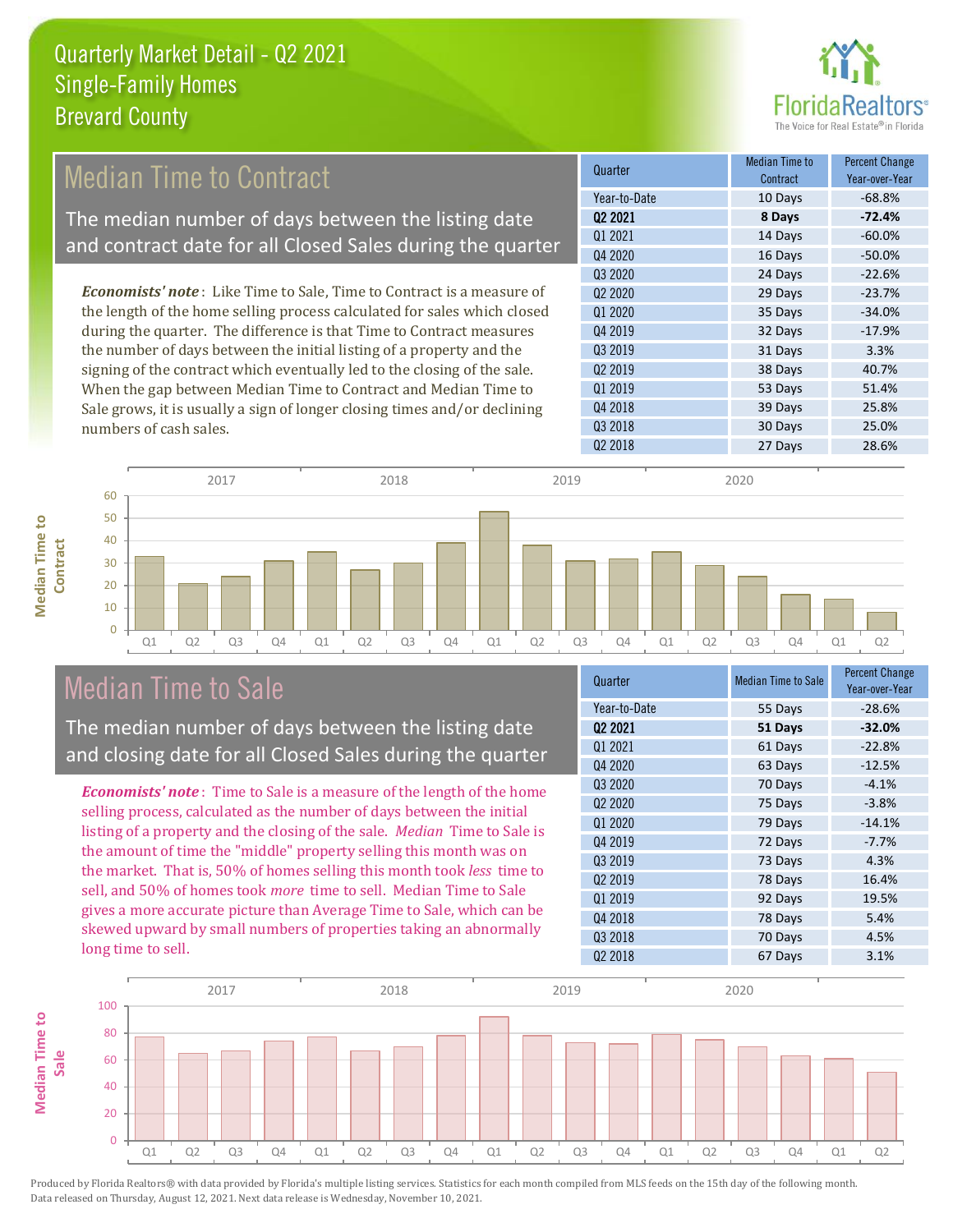# Quarterly Market Detail - Q2 2021
## Single-Family Homes
## Brevard County

## Median Time to Contract

The median number of days between the listing date and contract date for all Closed Sales during the quarter

*Economists' note*: Like Time to Sale, Time to Contract is a measure of the length of the home selling process calculated for sales which closed during the quarter. The difference is that Time to Contract measures the number of days between the initial listing of a property and the signing of the contract which eventually led to the closing of the sale. When the gap between Median Time to Contract and Median Time to Sale grows, it is usually a sign of longer closing times and/or declining numbers of cash sales.

| Quarter | Median Time to Contract | Percent Change Year-over-Year |
|---|---|---|
| Year-to-Date | 10 Days | -68.8% |
| **Q2 2021** | **8 Days** | **-72.4%** |
| Q1 2021 | 14 Days | -60.0% |
| Q4 2020 | 16 Days | -50.0% |
| Q3 2020 | 24 Days | -22.6% |
| Q2 2020 | 29 Days | -23.7% |
| Q1 2020 | 35 Days | -34.0% |
| Q4 2019 | 32 Days | -17.9% |
| Q3 2019 | 31 Days | 3.3% |
| Q2 2019 | 38 Days | 40.7% |
| Q1 2019 | 53 Days | 51.4% |
| Q4 2018 | 39 Days | 25.8% |
| Q3 2018 | 30 Days | 25.0% |
| Q2 2018 | 27 Days | 28.6% |

## Median Time to Sale

The median number of days between the listing date and closing date for all Closed Sales during the quarter

*Economists' note*: Time to Sale is a measure of the length of the home selling process, calculated as the number of days between the initial listing of a property and the closing of the sale. *Median* Time to Sale is the amount of time the "middle" property selling this month was on the market. That is, 50% of homes selling this month took *less* time to sell, and 50% of homes took *more* time to sell. Median Time to Sale gives a more accurate picture than Average Time to Sale, which can be skewed upward by small numbers of properties taking an abnormally long time to sell.

| Quarter | Median Time to Sale | Percent Change Year-over-Year |
|---|---|---|
| Year-to-Date | 55 Days | -28.6% |
| **Q2 2021** | **51 Days** | **-32.0%** |
| Q1 2021 | 61 Days | -22.8% |
| Q4 2020 | 63 Days | -12.5% |
| Q3 2020 | 70 Days | -4.1% |
| Q2 2020 | 75 Days | -3.8% |
| Q1 2020 | 79 Days | -14.1% |
| Q4 2019 | 72 Days | -7.7% |
| Q3 2019 | 73 Days | 4.3% |
| Q2 2019 | 78 Days | 16.4% |
| Q1 2019 | 92 Days | 19.5% |
| Q4 2018 | 78 Days | 5.4% |
| Q3 2018 | 70 Days | 4.5% |
| Q2 2018 | 67 Days | 3.1% |

Produced by Florida Realtors® with data provided by Florida's multiple listing services. Statistics for each month compiled from MLS feeds on the 15th day of the following month. Data released on Thursday, August 12, 2021. Next data release is Wednesday, November 10, 2021.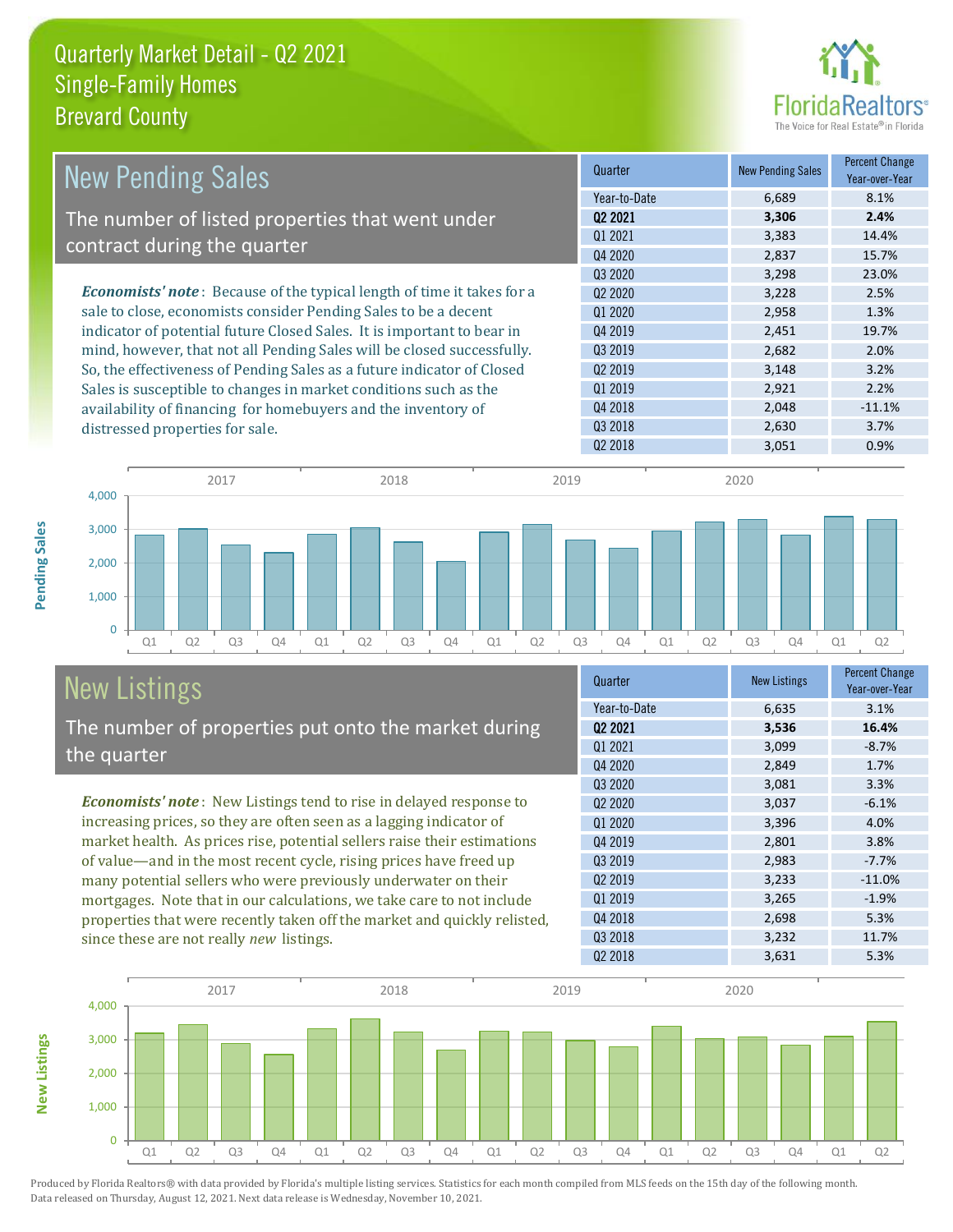# Quarterly Market Detail - Q2 2021
## Single-Family Homes
## Brevard County

## New Pending Sales

The number of listed properties that went under contract during the quarter

*Economists' note*: Because of the typical length of time it takes for a sale to close, economists consider Pending Sales to be a decent indicator of potential future Closed Sales. It is important to bear in mind, however, that not all Pending Sales will be closed successfully. So, the effectiveness of Pending Sales as a future indicator of Closed Sales is susceptible to changes in market conditions such as the availability of financing for homebuyers and the inventory of distressed properties for sale.

| Quarter | New Pending Sales | Percent Change Year-over-Year |
|---|---|---|
| Year-to-Date | 6,689 | 8.1% |
| **Q2 2021** | **3,306** | **2.4%** |
| Q1 2021 | 3,383 | 14.4% |
| Q4 2020 | 2,837 | 15.7% |
| Q3 2020 | 3,298 | 23.0% |
| Q2 2020 | 3,228 | 2.5% |
| Q1 2020 | 2,958 | 1.3% |
| Q4 2019 | 2,451 | 19.7% |
| Q3 2019 | 2,682 | 2.0% |
| Q2 2019 | 3,148 | 3.2% |
| Q1 2019 | 2,921 | 2.2% |
| Q4 2018 | 2,048 | -11.1% |
| Q3 2018 | 2,630 | 3.7% |
| Q2 2018 | 3,051 | 0.9% |

## New Listings

The number of properties put onto the market during the quarter

*Economists' note*: New Listings tend to rise in delayed response to increasing prices, so they are often seen as a lagging indicator of market health. As prices rise, potential sellers raise their estimations of value—and in the most recent cycle, rising prices have freed up many potential sellers who were previously underwater on their mortgages. Note that in our calculations, we take care to not include properties that were recently taken off the market and quickly relisted, since these are not really *new* listings.

| Quarter | New Listings | Percent Change Year-over-Year |
|---|---|---|
| Year-to-Date | 6,635 | 3.1% |
| **Q2 2021** | **3,536** | **16.4%** |
| Q1 2021 | 3,099 | -8.7% |
| Q4 2020 | 2,849 | 1.7% |
| Q3 2020 | 3,081 | 3.3% |
| Q2 2020 | 3,037 | -6.1% |
| Q1 2020 | 3,396 | 4.0% |
| Q4 2019 | 2,801 | 3.8% |
| Q3 2019 | 2,983 | -7.7% |
| Q2 2019 | 3,233 | -11.0% |
| Q1 2019 | 3,265 | -1.9% |
| Q4 2018 | 2,698 | 5.3% |
| Q3 2018 | 3,232 | 11.7% |
| Q2 2018 | 3,631 | 5.3% |

Produced by Florida Realtors® with data provided by Florida's multiple listing services. Statistics for each month compiled from MLS feeds on the 15th day of the following month. Data released on Thursday, August 12, 2021. Next data release is Wednesday, November 10, 2021.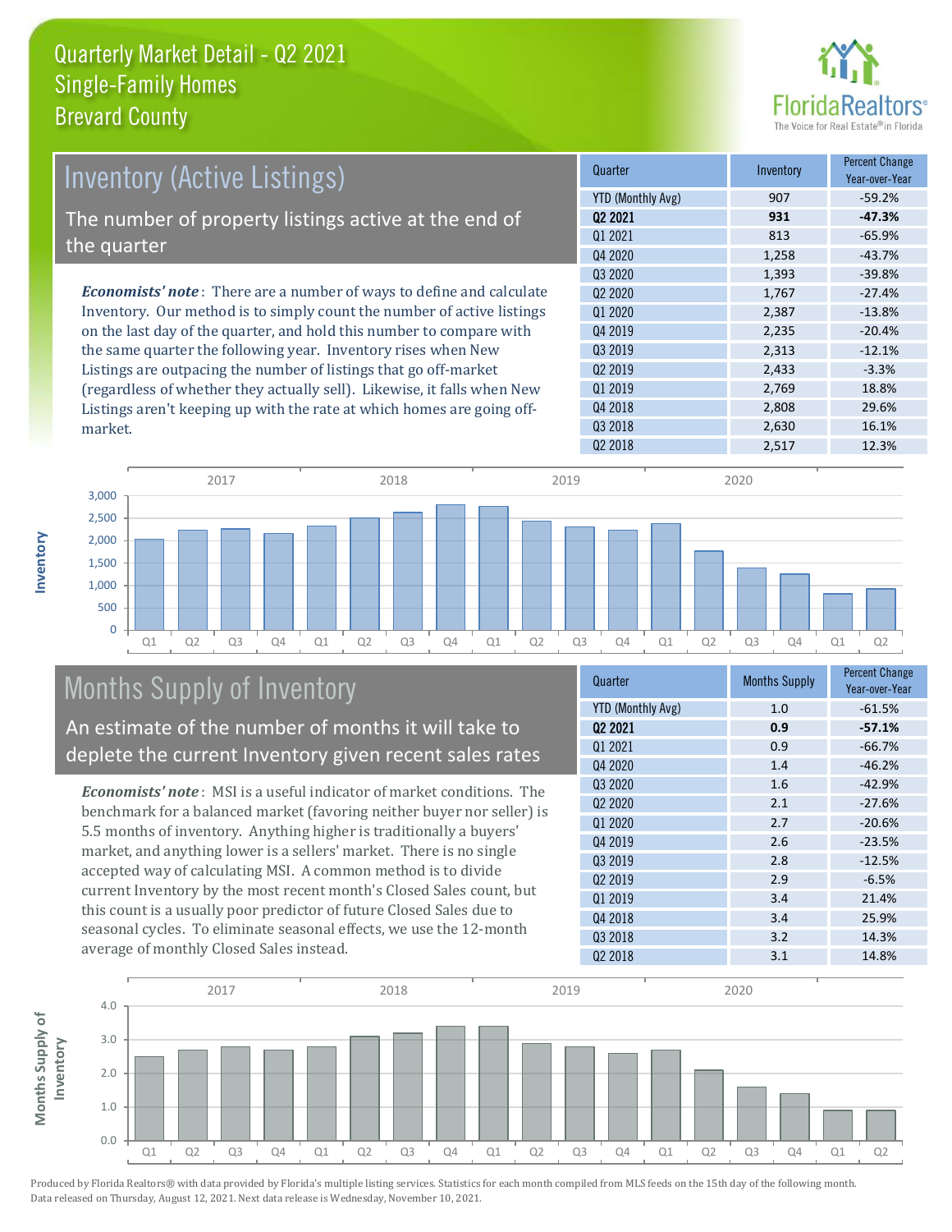# Quarterly Market Detail - Q2 2021
## Single-Family Homes
## Brevard County

## Inventory (Active Listings)

The number of property listings active at the end of the quarter

*Economists' note*: There are a number of ways to define and calculate Inventory. Our method is to simply count the number of active listings on the last day of the quarter, and hold this number to compare with the same quarter the following year. Inventory rises when New Listings are outpacing the number of listings that go off-market (regardless of whether they actually sell). Likewise, it falls when New Listings aren't keeping up with the rate at which homes are going off-market.

| Quarter | Inventory | Percent Change Year-over-Year |
|---|---|---|
| YTD (Monthly Avg) | 907 | -59.2% |
| **Q2 2021** | **931** | **-47.3%** |
| Q1 2021 | 813 | -65.9% |
| Q4 2020 | 1,258 | -43.7% |
| Q3 2020 | 1,393 | -39.8% |
| Q2 2020 | 1,767 | -27.4% |
| Q1 2020 | 2,387 | -13.8% |
| Q4 2019 | 2,235 | -20.4% |
| Q3 2019 | 2,313 | -12.1% |
| Q2 2019 | 2,433 | -3.3% |
| Q1 2019 | 2,769 | 18.8% |
| Q4 2018 | 2,808 | 29.6% |
| Q3 2018 | 2,630 | 16.1% |
| Q2 2018 | 2,517 | 12.3% |

## Months Supply of Inventory

An estimate of the number of months it will take to deplete the current Inventory given recent sales rates

*Economists' note*: MSI is a useful indicator of market conditions. The benchmark for a balanced market (favoring neither buyer nor seller) is 5.5 months of inventory. Anything higher is traditionally a buyers' market, and anything lower is a sellers' market. There is no single accepted way of calculating MSI. A common method is to divide current Inventory by the most recent month's Closed Sales count, but this count is a usually poor predictor of future Closed Sales due to seasonal cycles. To eliminate seasonal effects, we use the 12-month average of monthly Closed Sales instead.

| Quarter | Months Supply | Percent Change Year-over-Year |
|---|---|---|
| YTD (Monthly Avg) | 1.0 | -61.5% |
| **Q2 2021** | **0.9** | **-57.1%** |
| Q1 2021 | 0.9 | -66.7% |
| Q4 2020 | 1.4 | -46.2% |
| Q3 2020 | 1.6 | -42.9% |
| Q2 2020 | 2.1 | -27.6% |
| Q1 2020 | 2.7 | -20.6% |
| Q4 2019 | 2.6 | -23.5% |
| Q3 2019 | 2.8 | -12.5% |
| Q2 2019 | 2.9 | -6.5% |
| Q1 2019 | 3.4 | 21.4% |
| Q4 2018 | 3.4 | 25.9% |
| Q3 2018 | 3.2 | 14.3% |
| Q2 2018 | 3.1 | 14.8% |

Produced by Florida Realtors® with data provided by Florida's multiple listing services. Statistics for each month compiled from MLS feeds on the 15th day of the following month. Data released on Thursday, August 12, 2021. Next data release is Wednesday, November 10, 2021.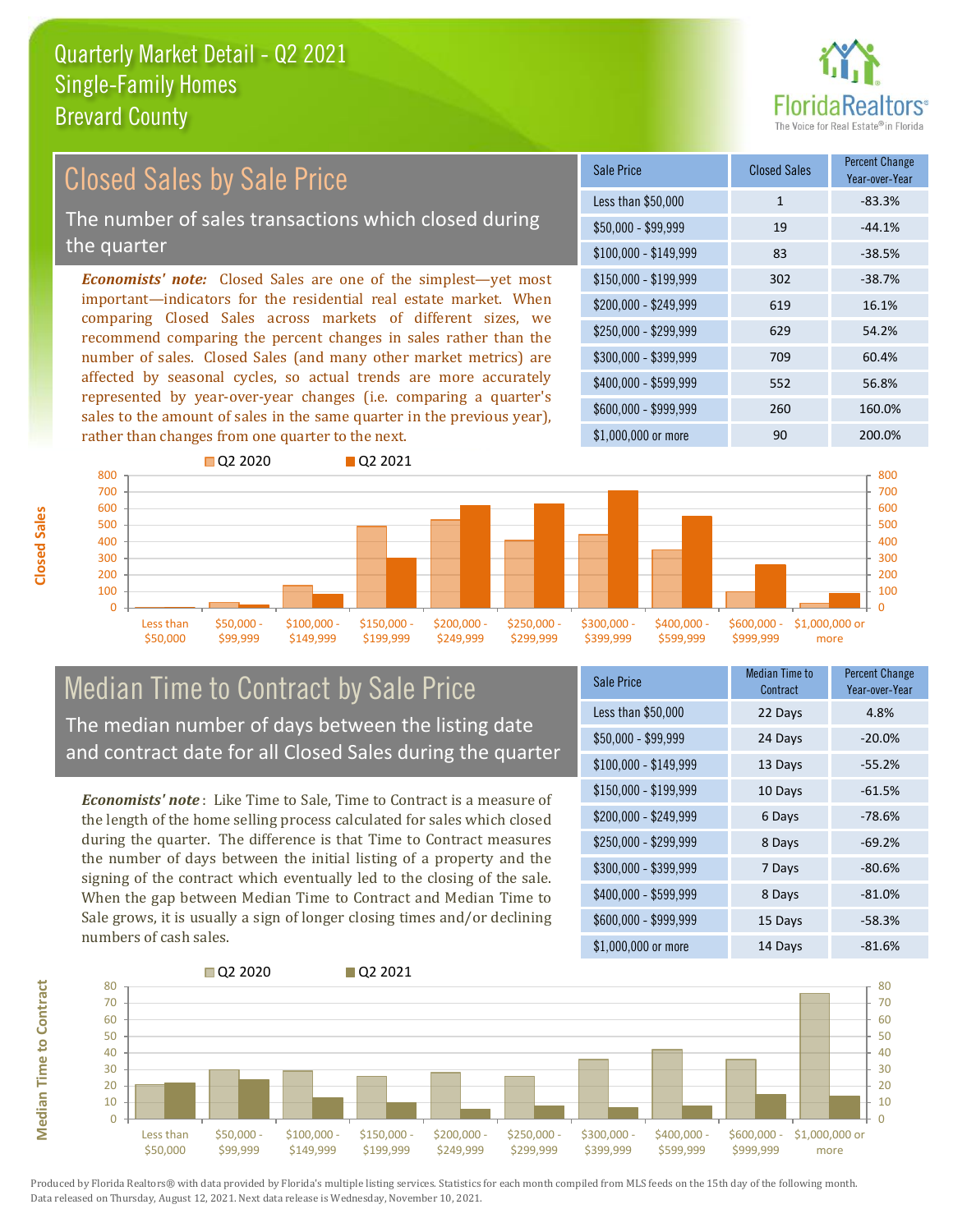# Quarterly Market Detail - Q2 2021
## Single-Family Homes
## Brevard County

## Closed Sales by Sale Price

The number of sales transactions which closed during the quarter

*Economists' note:* Closed Sales are one of the simplest—yet most important—indicators for the residential real estate market. When comparing Closed Sales across markets of different sizes, we recommend comparing the percent changes in sales rather than the number of sales. Closed Sales (and many other market metrics) are affected by seasonal cycles, so actual trends are more accurately represented by year-over-year changes (i.e. comparing a quarter's sales to the amount of sales in the same quarter in the previous year), rather than changes from one quarter to the next.

| Sale Price | Closed Sales | Percent Change Year-over-Year |
|---|---|---|
| Less than $50,000 | 1 | -83.3% |
| $50,000 - $99,999 | 19 | -44.1% |
| $100,000 - $149,999 | 83 | -38.5% |
| $150,000 - $199,999 | 302 | -38.7% |
| $200,000 - $249,999 | 619 | 16.1% |
| $250,000 - $299,999 | 629 | 54.2% |
| $300,000 - $399,999 | 709 | 60.4% |
| $400,000 - $599,999 | 552 | 56.8% |
| $600,000 - $999,999 | 260 | 160.0% |
| $1,000,000 or more | 90 | 200.0% |

## Median Time to Contract by Sale Price

The median number of days between the listing date and contract date for all Closed Sales during the quarter

*Economists' note*: Like Time to Sale, Time to Contract is a measure of the length of the home selling process calculated for sales which closed during the quarter. The difference is that Time to Contract measures the number of days between the initial listing of a property and the signing of the contract which eventually led to the closing of the sale. When the gap between Median Time to Contract and Median Time to Sale grows, it is usually a sign of longer closing times and/or declining numbers of cash sales.

| Sale Price | Median Time to Contract | Percent Change Year-over-Year |
|---|---|---|
| Less than $50,000 | 22 Days | 4.8% |
| $50,000 - $99,999 | 24 Days | -20.0% |
| $100,000 - $149,999 | 13 Days | -55.2% |
| $150,000 - $199,999 | 10 Days | -61.5% |
| $200,000 - $249,999 | 6 Days | -78.6% |
| $250,000 - $299,999 | 8 Days | -69.2% |
| $300,000 - $399,999 | 7 Days | -80.6% |
| $400,000 - $599,999 | 8 Days | -81.0% |
| $600,000 - $999,999 | 15 Days | -58.3% |
| $1,000,000 or more | 14 Days | -81.6% |

Produced by Florida Realtors® with data provided by Florida's multiple listing services. Statistics for each month compiled from MLS feeds on the 15th day of the following month. Data released on Thursday, August 12, 2021. Next data release is Wednesday, November 10, 2021.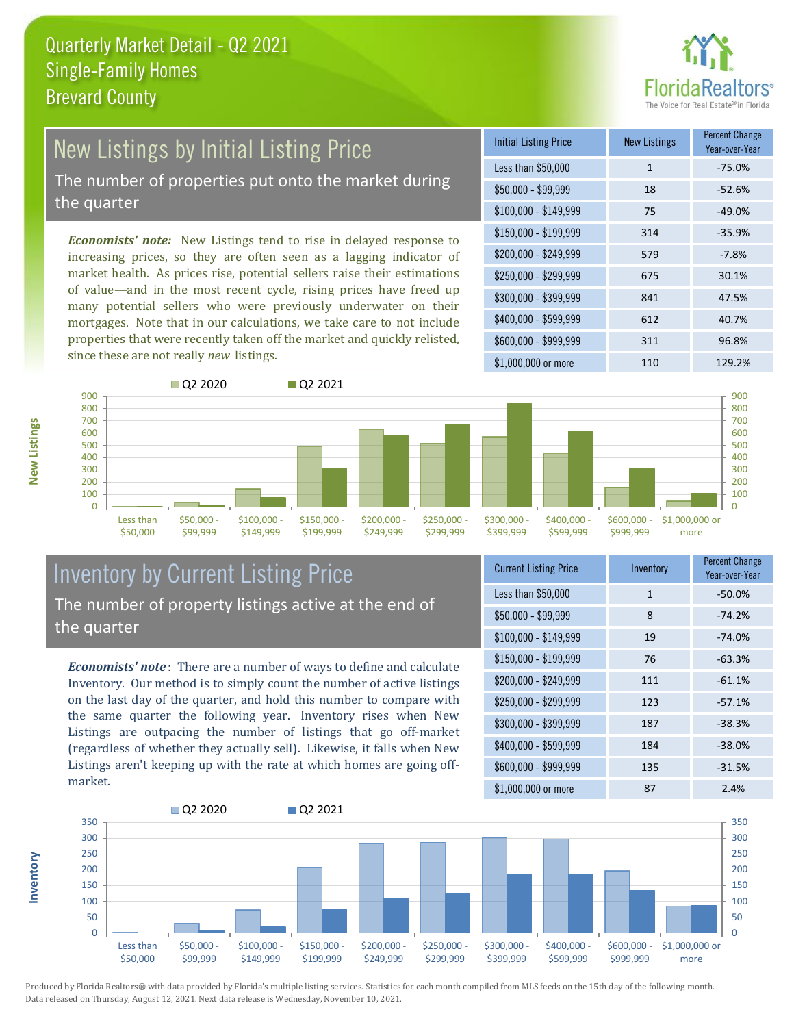# Quarterly Market Detail - Q2 2021
## Single-Family Homes
## Brevard County

## New Listings by Initial Listing Price

The number of properties put onto the market during the quarter

*Economists' note:* New Listings tend to rise in delayed response to increasing prices, so they are often seen as a lagging indicator of market health. As prices rise, potential sellers raise their estimations of value—and in the most recent cycle, rising prices have freed up many potential sellers who were previously underwater on their mortgages. Note that in our calculations, we take care to not include properties that were recently taken off the market and quickly relisted, since these are not really *new* listings.

| Initial Listing Price | New Listings | Percent Change Year-over-Year |
|---|---|---|
| Less than $50,000 | 1 | -75.0% |
| $50,000 - $99,999 | 18 | -52.6% |
| $100,000 - $149,999 | 75 | -49.0% |
| $150,000 - $199,999 | 314 | -35.9% |
| $200,000 - $249,999 | 579 | -7.8% |
| $250,000 - $299,999 | 675 | 30.1% |
| $300,000 - $399,999 | 841 | 47.5% |
| $400,000 - $599,999 | 612 | 40.7% |
| $600,000 - $999,999 | 311 | 96.8% |
| $1,000,000 or more | 110 | 129.2% |

## Inventory by Current Listing Price

The number of property listings active at the end of the quarter

*Economists' note*: There are a number of ways to define and calculate Inventory. Our method is to simply count the number of active listings on the last day of the quarter, and hold this number to compare with the same quarter the following year. Inventory rises when New Listings are outpacing the number of listings that go off-market (regardless of whether they actually sell). Likewise, it falls when New Listings aren't keeping up with the rate at which homes are going off-market.

| Current Listing Price | Inventory | Percent Change Year-over-Year |
|---|---|---|
| Less than $50,000 | 1 | -50.0% |
| $50,000 - $99,999 | 8 | -74.2% |
| $100,000 - $149,999 | 19 | -74.0% |
| $150,000 - $199,999 | 76 | -63.3% |
| $200,000 - $249,999 | 111 | -61.1% |
| $250,000 - $299,999 | 123 | -57.1% |
| $300,000 - $399,999 | 187 | -38.3% |
| $400,000 - $599,999 | 184 | -38.0% |
| $600,000 - $999,999 | 135 | -31.5% |
| $1,000,000 or more | 87 | 2.4% |

Produced by Florida Realtors® with data provided by Florida's multiple listing services. Statistics for each month compiled from MLS feeds on the 15th day of the following month. Data released on Thursday, August 12, 2021. Next data release is Wednesday, November 10, 2021.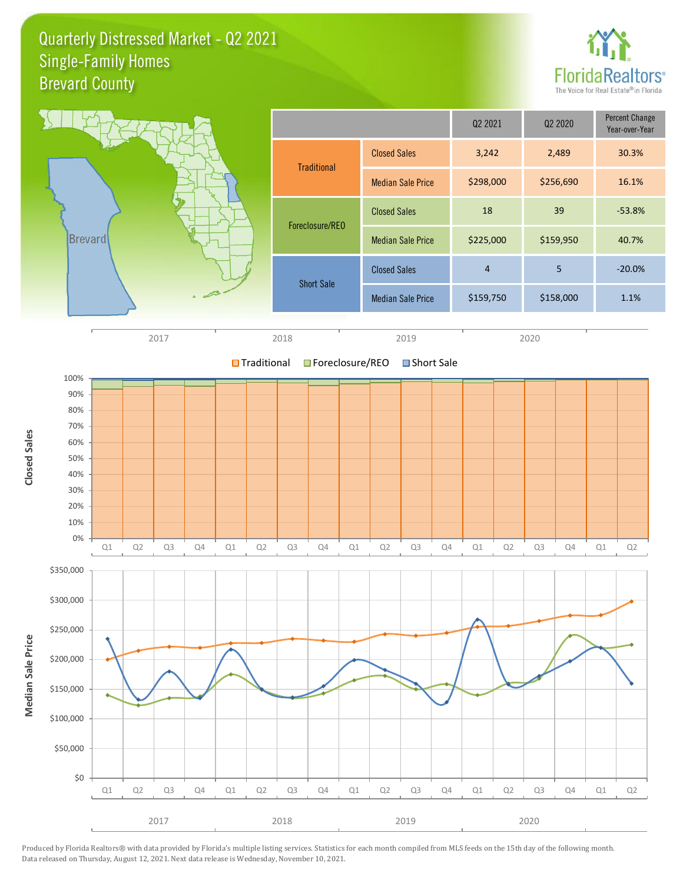# Quarterly Distressed Market - Q2 2021
## Single-Family Homes
## Brevard County

FloridaRealtors®
The Voice for Real Estate® in Florida

Brevard

| | | Q2 2021 | Q2 2020 | Percent Change Year-over-Year |
|---|---|---|---|---|
| Traditional | Closed Sales | 3,242 | 2,489 | 30.3% |
| | Median Sale Price | $298,000 | $256,690 | 16.1% |
| Foreclosure/REO | Closed Sales | 18 | 39 | -53.8% |
| | Median Sale Price | $225,000 | $159,950 | 40.7% |
| Short Sale | Closed Sales | 4 | 5 | -20.0% |
| | Median Sale Price | $159,750 | $158,000 | 1.1% |

2017 2018 2019 2020

Traditional Foreclosure/REO Short Sale

Closed Sales

100% 90% 80% 70% 60% 50% 40% 30% 20% 10% 0%

Q1 Q2 Q3 Q4 Q1 Q2 Q3 Q4 Q1 Q2 Q3 Q4 Q1 Q2 Q3 Q4 Q1 Q2

Median Sale Price

$350,000 $300,000 $250,000 $200,000 $150,000 $100,000 $50,000 $0

Q1 Q2 Q3 Q4 Q1 Q2 Q3 Q4 Q1 Q2 Q3 Q4 Q1 Q2 Q3 Q4 Q1 Q2

2017 2018 2019 2020

Produced by Florida Realtors® with data provided by Florida's multiple listing services. Statistics for each month compiled from MLS feeds on the 15th day of the following month.
Data released on Thursday, August 12, 2021. Next data release is Wednesday, November 10, 2021.